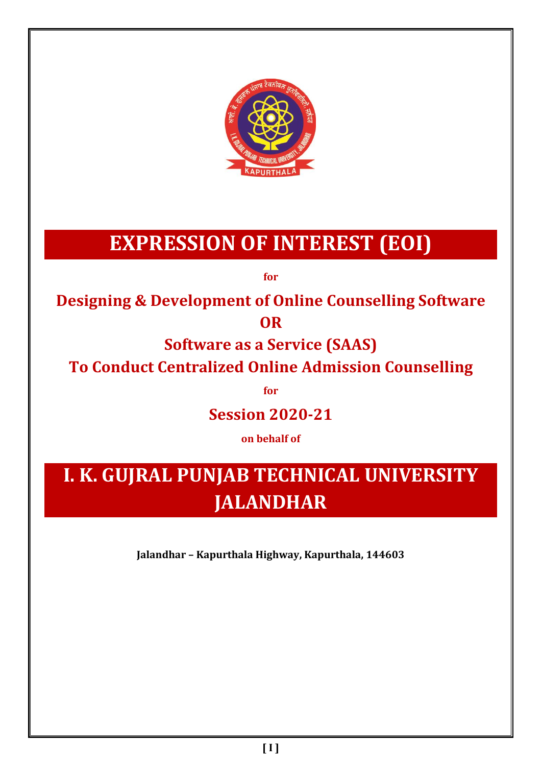# EXPRESSION OF INTEREST (EOI)

**for**

## Designing & Development of Online Counselling Software

## OR

## Software as a Service (SAAS)

## To Conduct Centralized Online Admission Counselling

**for**

## Session 2020-21

**on behalf of**

# I. K. GUJRAL PUNJAB TECHNICAL UNIVERSITY JALANDHAR

**Jalandhar – Kapurthala Highway, Kapurthala, 144603**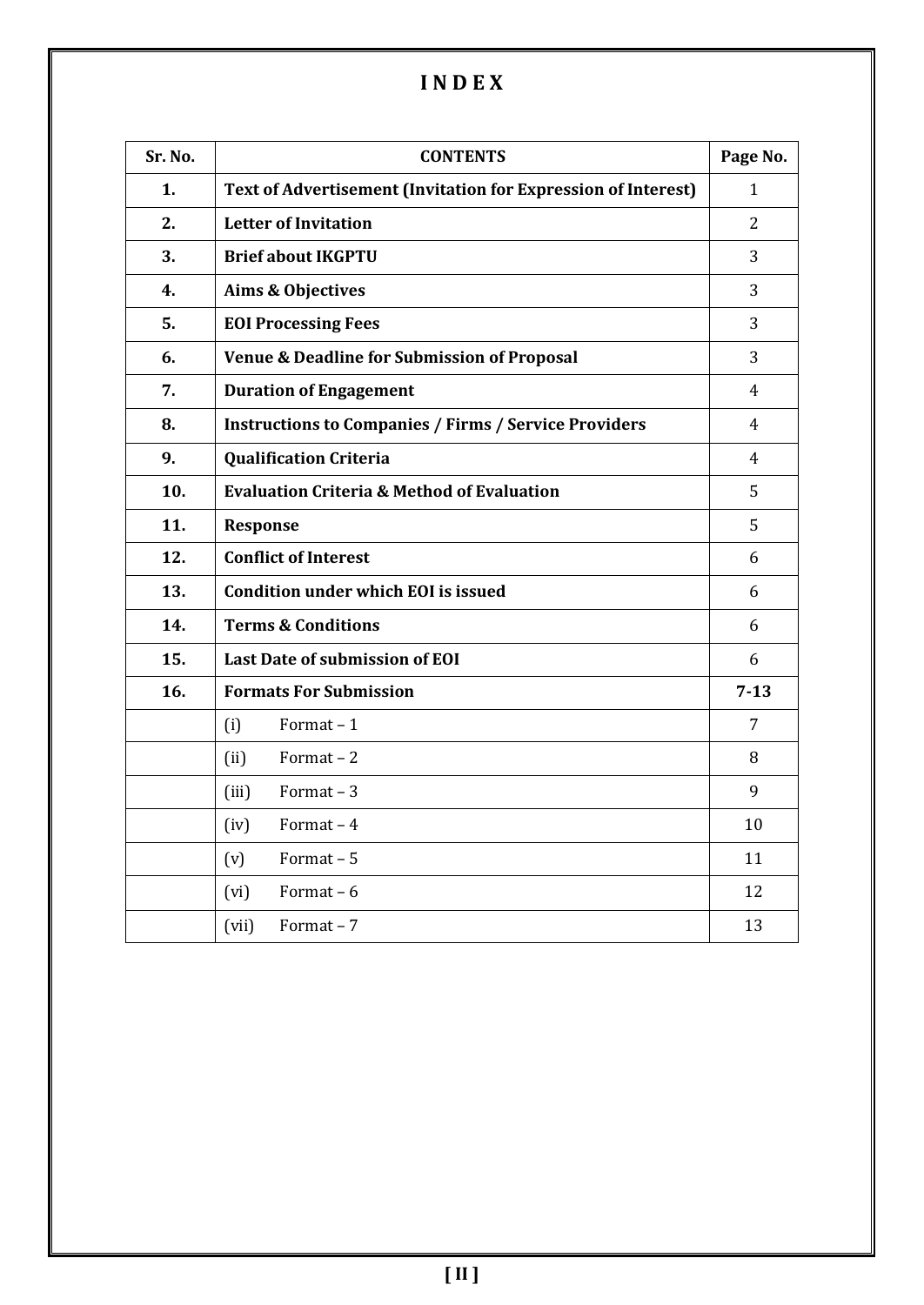# I N D E X

| Sr. No. | CONTENTS | Page No. |
|---|---|---|
| **1.** | **Text of Advertisement (Invitation for Expression of Interest)** | 1 |
| **2.** | **Letter of Invitation** | 2 |
| **3.** | **Brief about IKGPTU** | 3 |
| **4.** | **Aims & Objectives** | 3 |
| **5.** | **EOI Processing Fees** | 3 |
| **6.** | **Venue & Deadline for Submission of Proposal** | 3 |
| **7.** | **Duration of Engagement** | 4 |
| **8.** | **Instructions to Companies / Firms / Service Providers** | 4 |
| **9.** | **Qualification Criteria** | 4 |
| **10.** | **Evaluation Criteria & Method of Evaluation** | 5 |
| **11.** | **Response** | 5 |
| **12.** | **Conflict of Interest** | 6 |
| **13.** | **Condition under which EOI is issued** | 6 |
| **14.** | **Terms & Conditions** | 6 |
| **15.** | **Last Date of submission of EOI** | 6 |
| **16.** | **Formats For Submission** | **7-13** |
| | (i) Format – 1 | 7 |
| | (ii) Format – 2 | 8 |
| | (iii) Format – 3 | 9 |
| | (iv) Format – 4 | 10 |
| | (v) Format – 5 | 11 |
| | (vi) Format – 6 | 12 |
| | (vii) Format – 7 | 13 |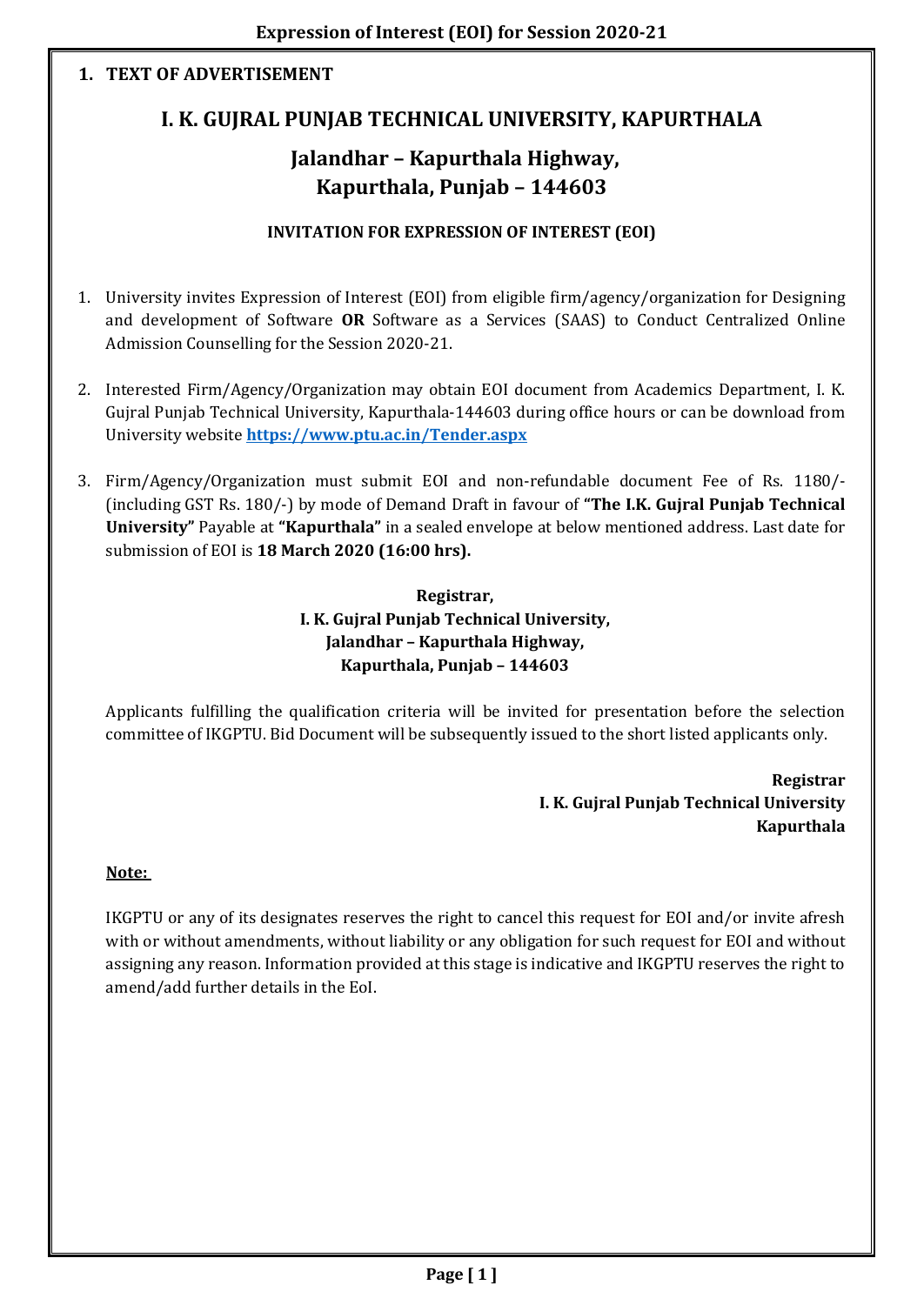## 1. TEXT OF ADVERTISEMENT

# I. K. GUJRAL PUNJAB TECHNICAL UNIVERSITY, KAPURTHALA

## Jalandhar – Kapurthala Highway, Kapurthala, Punjab – 144603

### INVITATION FOR EXPRESSION OF INTEREST (EOI)

1. University invites Expression of Interest (EOI) from eligible firm/agency/organization for Designing and development of Software **OR** Software as a Services (SAAS) to Conduct Centralized Online Admission Counselling for the Session 2020-21.

2. Interested Firm/Agency/Organization may obtain EOI document from Academics Department, I. K. Gujral Punjab Technical University, Kapurthala-144603 during office hours or can be download from University website **https://www.ptu.ac.in/Tender.aspx**

3. Firm/Agency/Organization must submit EOI and non-refundable document Fee of Rs. 1180/- (including GST Rs. 180/-) by mode of Demand Draft in favour of **"The I.K. Gujral Punjab Technical University"** Payable at **"Kapurthala"** in a sealed envelope at below mentioned address. Last date for submission of EOI is **18 March 2020 (16:00 hrs).**

**Registrar,**
**I. K. Gujral Punjab Technical University,**
**Jalandhar – Kapurthala Highway,**
**Kapurthala, Punjab – 144603**

Applicants fulfilling the qualification criteria will be invited for presentation before the selection committee of IKGPTU. Bid Document will be subsequently issued to the short listed applicants only.

**Registrar**
**I. K. Gujral Punjab Technical University**
**Kapurthala**

**Note:**

IKGPTU or any of its designates reserves the right to cancel this request for EOI and/or invite afresh with or without amendments, without liability or any obligation for such request for EOI and without assigning any reason. Information provided at this stage is indicative and IKGPTU reserves the right to amend/add further details in the EoI.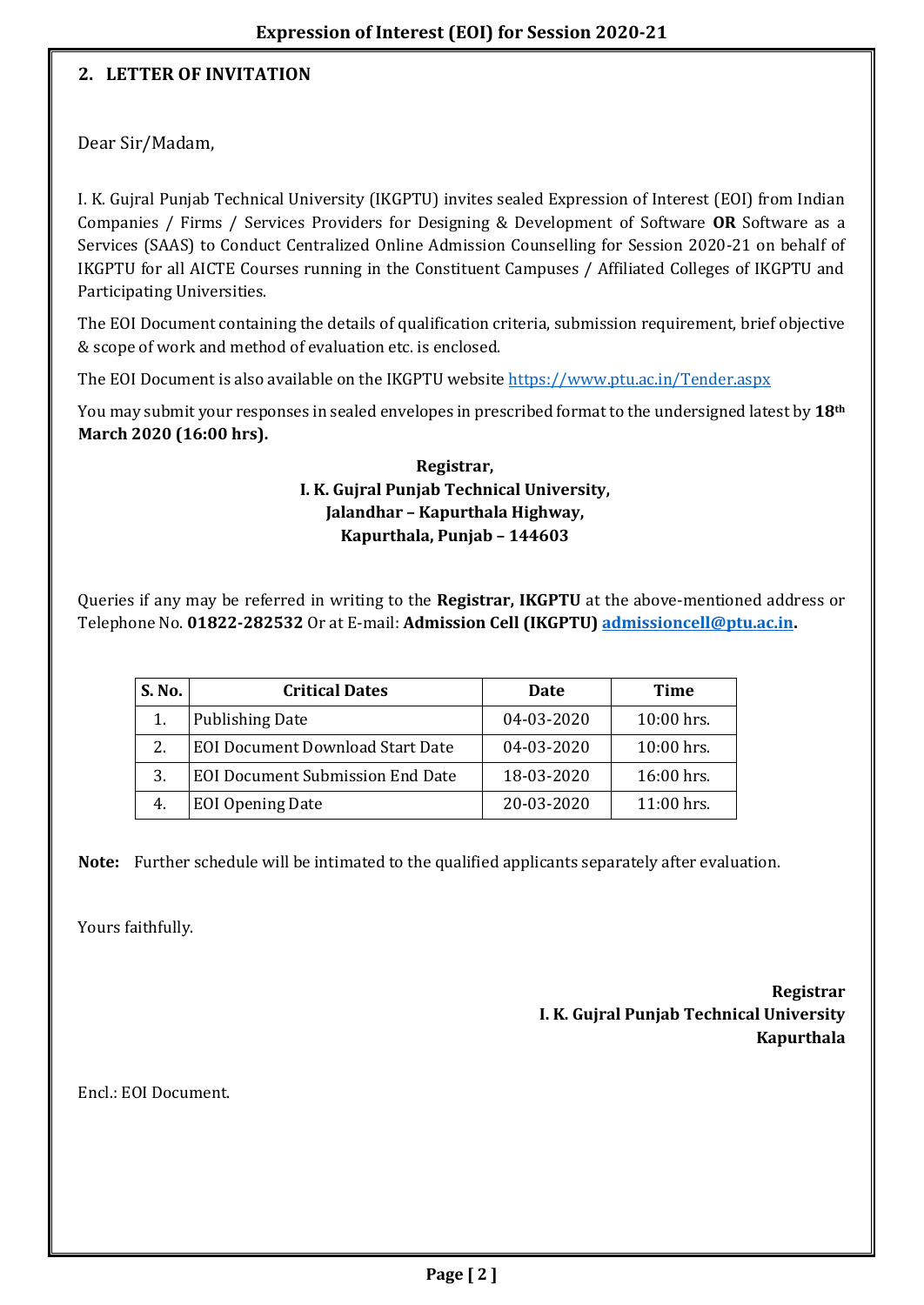## 2. LETTER OF INVITATION

Dear Sir/Madam,

I. K. Gujral Punjab Technical University (IKGPTU) invites sealed Expression of Interest (EOI) from Indian Companies / Firms / Services Providers for Designing & Development of Software **OR** Software as a Services (SAAS) to Conduct Centralized Online Admission Counselling for Session 2020-21 on behalf of IKGPTU for all AICTE Courses running in the Constituent Campuses / Affiliated Colleges of IKGPTU and Participating Universities.

The EOI Document containing the details of qualification criteria, submission requirement, brief objective & scope of work and method of evaluation etc. is enclosed.

The EOI Document is also available on the IKGPTU website https://www.ptu.ac.in/Tender.aspx

You may submit your responses in sealed envelopes in prescribed format to the undersigned latest by **18th March 2020 (16:00 hrs).**

**Registrar,**
**I. K. Gujral Punjab Technical University,**
**Jalandhar – Kapurthala Highway,**
**Kapurthala, Punjab – 144603**

Queries if any may be referred in writing to the **Registrar, IKGPTU** at the above-mentioned address or Telephone No. **01822-282532** Or at E-mail: **Admission Cell (IKGPTU) admissioncell@ptu.ac.in.**

| S. No. | Critical Dates | Date | Time |
|---|---|---|---|
| 1. | Publishing Date | 04-03-2020 | 10:00 hrs. |
| 2. | EOI Document Download Start Date | 04-03-2020 | 10:00 hrs. |
| 3. | EOI Document Submission End Date | 18-03-2020 | 16:00 hrs. |
| 4. | EOI Opening Date | 20-03-2020 | 11:00 hrs. |

**Note:** Further schedule will be intimated to the qualified applicants separately after evaluation.

Yours faithfully.

**Registrar**
**I. K. Gujral Punjab Technical University**
**Kapurthala**

Encl.: EOI Document.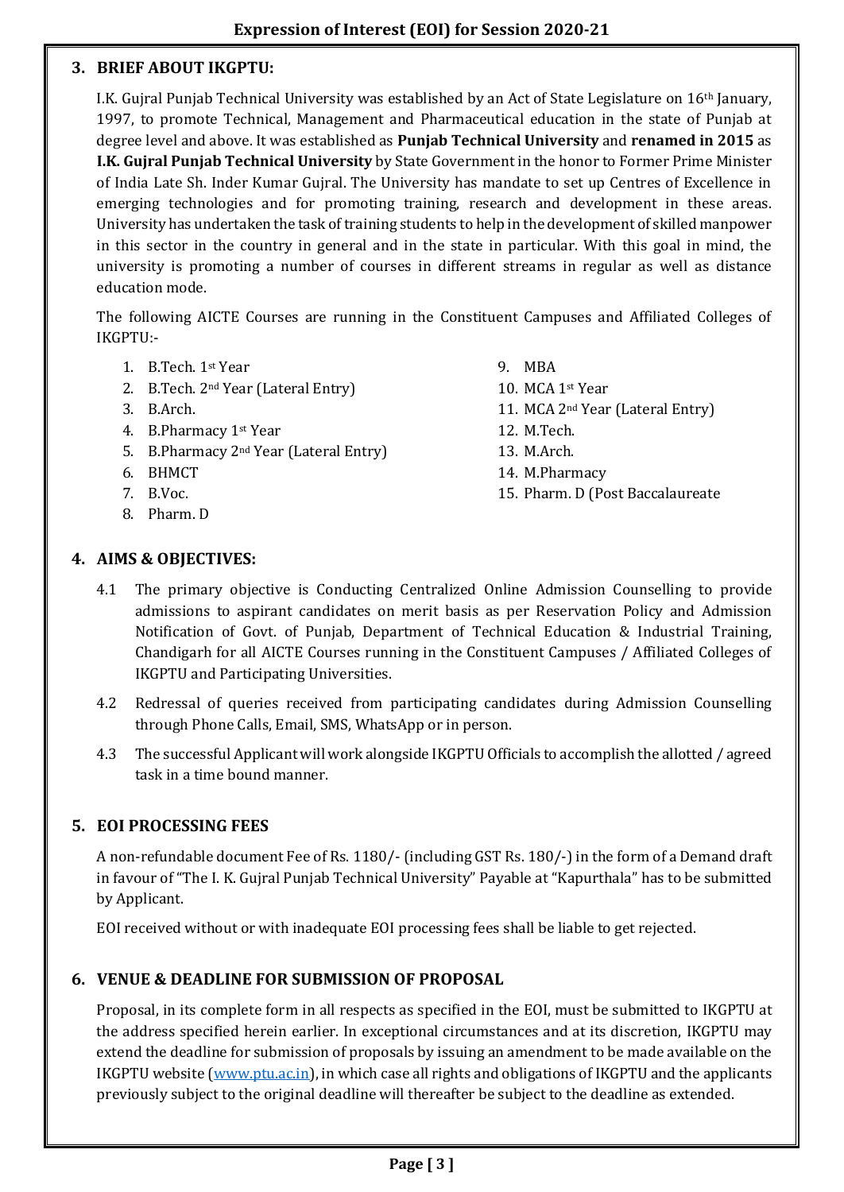## 3. BRIEF ABOUT IKGPTU:

I.K. Gujral Punjab Technical University was established by an Act of State Legislature on 16th January, 1997, to promote Technical, Management and Pharmaceutical education in the state of Punjab at degree level and above. It was established as **Punjab Technical University** and **renamed in 2015** as **I.K. Gujral Punjab Technical University** by State Government in the honor to Former Prime Minister of India Late Sh. Inder Kumar Gujral. The University has mandate to set up Centres of Excellence in emerging technologies and for promoting training, research and development in these areas. University has undertaken the task of training students to help in the development of skilled manpower in this sector in the country in general and in the state in particular. With this goal in mind, the university is promoting a number of courses in different streams in regular as well as distance education mode.

The following AICTE Courses are running in the Constituent Campuses and Affiliated Colleges of IKGPTU:-

1. B.Tech. 1st Year
2. B.Tech. 2nd Year (Lateral Entry)
3. B.Arch.
4. B.Pharmacy 1st Year
5. B.Pharmacy 2nd Year (Lateral Entry)
6. BHMCT
7. B.Voc.
8. Pharm. D
9. MBA
10. MCA 1st Year
11. MCA 2nd Year (Lateral Entry)
12. M.Tech.
13. M.Arch.
14. M.Pharmacy
15. Pharm. D (Post Baccalaureate

## 4. AIMS & OBJECTIVES:

4.1 The primary objective is Conducting Centralized Online Admission Counselling to provide admissions to aspirant candidates on merit basis as per Reservation Policy and Admission Notification of Govt. of Punjab, Department of Technical Education & Industrial Training, Chandigarh for all AICTE Courses running in the Constituent Campuses / Affiliated Colleges of IKGPTU and Participating Universities.

4.2 Redressal of queries received from participating candidates during Admission Counselling through Phone Calls, Email, SMS, WhatsApp or in person.

4.3 The successful Applicant will work alongside IKGPTU Officials to accomplish the allotted / agreed task in a time bound manner.

## 5. EOI PROCESSING FEES

A non-refundable document Fee of Rs. 1180/- (including GST Rs. 180/-) in the form of a Demand draft in favour of "The I. K. Gujral Punjab Technical University" Payable at "Kapurthala" has to be submitted by Applicant.

EOI received without or with inadequate EOI processing fees shall be liable to get rejected.

## 6. VENUE & DEADLINE FOR SUBMISSION OF PROPOSAL

Proposal, in its complete form in all respects as specified in the EOI, must be submitted to IKGPTU at the address specified herein earlier. In exceptional circumstances and at its discretion, IKGPTU may extend the deadline for submission of proposals by issuing an amendment to be made available on the IKGPTU website (www.ptu.ac.in), in which case all rights and obligations of IKGPTU and the applicants previously subject to the original deadline will thereafter be subject to the deadline as extended.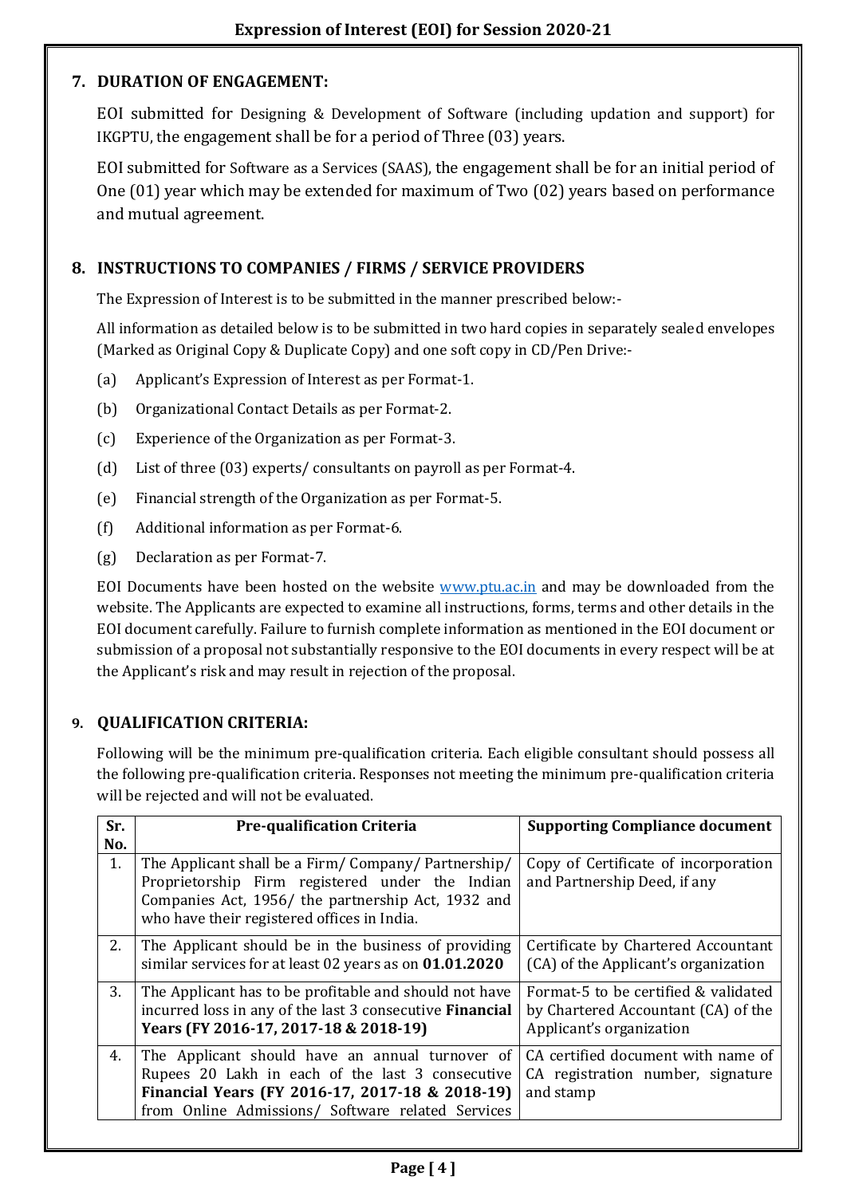## 7. DURATION OF ENGAGEMENT:

EOI submitted for Designing & Development of Software (including updation and support) for IKGPTU, the engagement shall be for a period of Three (03) years.

EOI submitted for Software as a Services (SAAS), the engagement shall be for an initial period of One (01) year which may be extended for maximum of Two (02) years based on performance and mutual agreement.

## 8. INSTRUCTIONS TO COMPANIES / FIRMS / SERVICE PROVIDERS

The Expression of Interest is to be submitted in the manner prescribed below:-

All information as detailed below is to be submitted in two hard copies in separately sealed envelopes (Marked as Original Copy & Duplicate Copy) and one soft copy in CD/Pen Drive:-

(a) Applicant's Expression of Interest as per Format-1.

(b) Organizational Contact Details as per Format-2.

(c) Experience of the Organization as per Format-3.

(d) List of three (03) experts/ consultants on payroll as per Format-4.

(e) Financial strength of the Organization as per Format-5.

(f) Additional information as per Format-6.

(g) Declaration as per Format-7.

EOI Documents have been hosted on the website www.ptu.ac.in and may be downloaded from the website. The Applicants are expected to examine all instructions, forms, terms and other details in the EOI document carefully. Failure to furnish complete information as mentioned in the EOI document or submission of a proposal not substantially responsive to the EOI documents in every respect will be at the Applicant's risk and may result in rejection of the proposal.

## 9. QUALIFICATION CRITERIA:

Following will be the minimum pre-qualification criteria. Each eligible consultant should possess all the following pre-qualification criteria. Responses not meeting the minimum pre-qualification criteria will be rejected and will not be evaluated.

| Sr. No. | Pre-qualification Criteria | Supporting Compliance document |
|---|---|---|
| 1. | The Applicant shall be a Firm/ Company/ Partnership/ Proprietorship Firm registered under the Indian Companies Act, 1956/ the partnership Act, 1932 and who have their registered offices in India. | Copy of Certificate of incorporation and Partnership Deed, if any |
| 2. | The Applicant should be in the business of providing similar services for at least 02 years as on **01.01.2020** | Certificate by Chartered Accountant (CA) of the Applicant's organization |
| 3. | The Applicant has to be profitable and should not have incurred loss in any of the last 3 consecutive **Financial Years (FY 2016-17, 2017-18 & 2018-19)** | Format-5 to be certified & validated by Chartered Accountant (CA) of the Applicant's organization |
| 4. | The Applicant should have an annual turnover of Rupees 20 Lakh in each of the last 3 consecutive **Financial Years (FY 2016-17, 2017-18 & 2018-19)** from Online Admissions/ Software related Services | CA certified document with name of CA registration number, signature and stamp |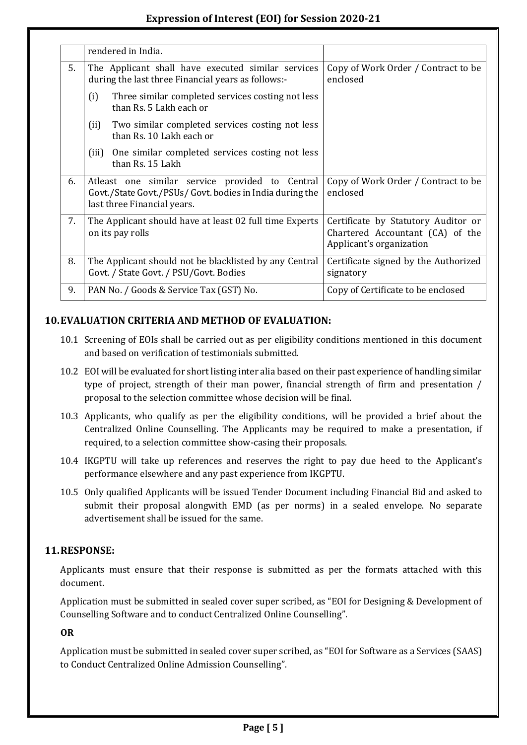| | | |
|---|---|---|
| | rendered in India. | |
| 5. | The Applicant shall have executed similar services during the last three Financial years as follows:-<br>(i) Three similar completed services costing not less than Rs. 5 Lakh each or<br>(ii) Two similar completed services costing not less than Rs. 10 Lakh each or<br>(iii) One similar completed services costing not less than Rs. 15 Lakh | Copy of Work Order / Contract to be enclosed |
| 6. | Atleast one similar service provided to Central Govt./State Govt./PSUs/ Govt. bodies in India during the last three Financial years. | Copy of Work Order / Contract to be enclosed |
| 7. | The Applicant should have at least 02 full time Experts on its pay rolls | Certificate by Statutory Auditor or Chartered Accountant (CA) of the Applicant's organization |
| 8. | The Applicant should not be blacklisted by any Central Govt. / State Govt. / PSU/Govt. Bodies | Certificate signed by the Authorized signatory |
| 9. | PAN No. / Goods & Service Tax (GST) No. | Copy of Certificate to be enclosed |

## 10. EVALUATION CRITERIA AND METHOD OF EVALUATION:

10.1 Screening of EOIs shall be carried out as per eligibility conditions mentioned in this document and based on verification of testimonials submitted.

10.2 EOI will be evaluated for short listing inter alia based on their past experience of handling similar type of project, strength of their man power, financial strength of firm and presentation / proposal to the selection committee whose decision will be final.

10.3 Applicants, who qualify as per the eligibility conditions, will be provided a brief about the Centralized Online Counselling. The Applicants may be required to make a presentation, if required, to a selection committee show-casing their proposals.

10.4 IKGPTU will take up references and reserves the right to pay due heed to the Applicant's performance elsewhere and any past experience from IKGPTU.

10.5 Only qualified Applicants will be issued Tender Document including Financial Bid and asked to submit their proposal alongwith EMD (as per norms) in a sealed envelope. No separate advertisement shall be issued for the same.

## 11. RESPONSE:

Applicants must ensure that their response is submitted as per the formats attached with this document.

Application must be submitted in sealed cover super scribed, as "EOI for Designing & Development of Counselling Software and to conduct Centralized Online Counselling".

**OR**

Application must be submitted in sealed cover super scribed, as "EOI for Software as a Services (SAAS) to Conduct Centralized Online Admission Counselling".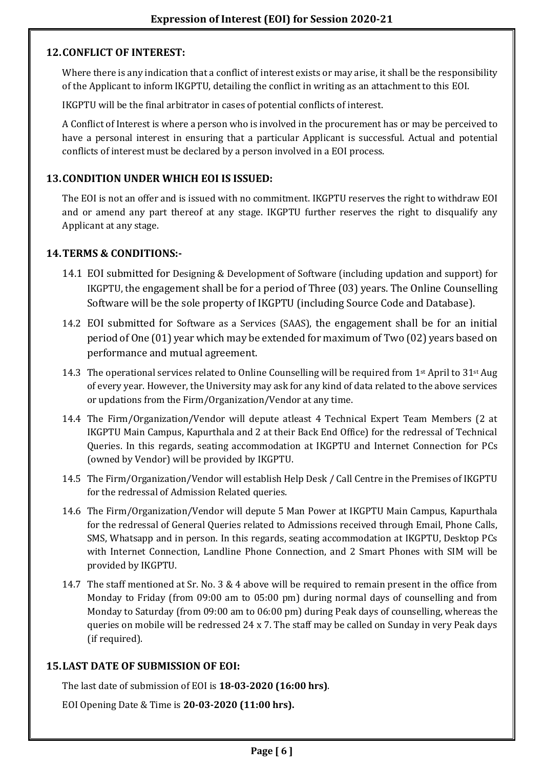## 12. CONFLICT OF INTEREST:

Where there is any indication that a conflict of interest exists or may arise, it shall be the responsibility of the Applicant to inform IKGPTU, detailing the conflict in writing as an attachment to this EOI.

IKGPTU will be the final arbitrator in cases of potential conflicts of interest.

A Conflict of Interest is where a person who is involved in the procurement has or may be perceived to have a personal interest in ensuring that a particular Applicant is successful. Actual and potential conflicts of interest must be declared by a person involved in a EOI process.

## 13. CONDITION UNDER WHICH EOI IS ISSUED:

The EOI is not an offer and is issued with no commitment. IKGPTU reserves the right to withdraw EOI and or amend any part thereof at any stage. IKGPTU further reserves the right to disqualify any Applicant at any stage.

## 14. TERMS & CONDITIONS:-

14.1 EOI submitted for Designing & Development of Software (including updation and support) for IKGPTU, the engagement shall be for a period of Three (03) years. The Online Counselling Software will be the sole property of IKGPTU (including Source Code and Database).

14.2 EOI submitted for Software as a Services (SAAS), the engagement shall be for an initial period of One (01) year which may be extended for maximum of Two (02) years based on performance and mutual agreement.

14.3 The operational services related to Online Counselling will be required from 1st April to 31st Aug of every year. However, the University may ask for any kind of data related to the above services or updations from the Firm/Organization/Vendor at any time.

14.4 The Firm/Organization/Vendor will depute atleast 4 Technical Expert Team Members (2 at IKGPTU Main Campus, Kapurthala and 2 at their Back End Office) for the redressal of Technical Queries. In this regards, seating accommodation at IKGPTU and Internet Connection for PCs (owned by Vendor) will be provided by IKGPTU.

14.5 The Firm/Organization/Vendor will establish Help Desk / Call Centre in the Premises of IKGPTU for the redressal of Admission Related queries.

14.6 The Firm/Organization/Vendor will depute 5 Man Power at IKGPTU Main Campus, Kapurthala for the redressal of General Queries related to Admissions received through Email, Phone Calls, SMS, Whatsapp and in person. In this regards, seating accommodation at IKGPTU, Desktop PCs with Internet Connection, Landline Phone Connection, and 2 Smart Phones with SIM will be provided by IKGPTU.

14.7 The staff mentioned at Sr. No. 3 & 4 above will be required to remain present in the office from Monday to Friday (from 09:00 am to 05:00 pm) during normal days of counselling and from Monday to Saturday (from 09:00 am to 06:00 pm) during Peak days of counselling, whereas the queries on mobile will be redressed 24 x 7. The staff may be called on Sunday in very Peak days (if required).

## 15. LAST DATE OF SUBMISSION OF EOI:

The last date of submission of EOI is **18-03-2020 (16:00 hrs)**.

EOI Opening Date & Time is **20-03-2020 (11:00 hrs).**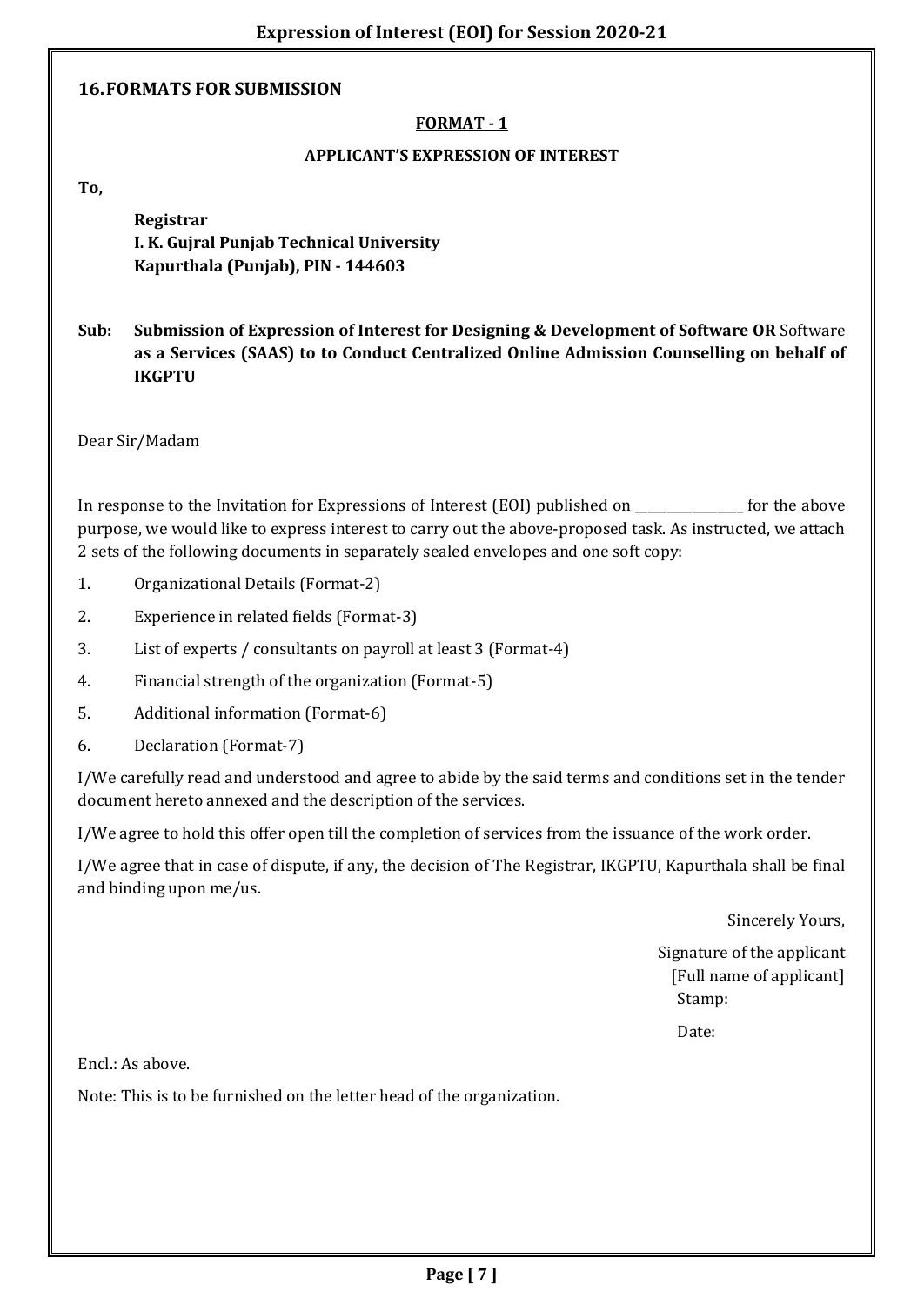## 16. FORMATS FOR SUBMISSION

**FORMAT - 1**

**APPLICANT'S EXPRESSION OF INTEREST**

**To,**

**Registrar**
**I. K. Gujral Punjab Technical University**
**Kapurthala (Punjab), PIN - 144603**

**Sub: Submission of Expression of Interest for Designing & Development of Software OR** Software **as a Services (SAAS) to to Conduct Centralized Online Admission Counselling on behalf of IKGPTU**

Dear Sir/Madam

In response to the Invitation for Expressions of Interest (EOI) published on _______________ for the above purpose, we would like to express interest to carry out the above-proposed task. As instructed, we attach 2 sets of the following documents in separately sealed envelopes and one soft copy:

1. Organizational Details (Format-2)
2. Experience in related fields (Format-3)
3. List of experts / consultants on payroll at least 3 (Format-4)
4. Financial strength of the organization (Format-5)
5. Additional information (Format-6)
6. Declaration (Format-7)

I/We carefully read and understood and agree to abide by the said terms and conditions set in the tender document hereto annexed and the description of the services.

I/We agree to hold this offer open till the completion of services from the issuance of the work order.

I/We agree that in case of dispute, if any, the decision of The Registrar, IKGPTU, Kapurthala shall be final and binding upon me/us.

Sincerely Yours,

Signature of the applicant
[Full name of applicant]
Stamp:

Date:

Encl.: As above.

Note: This is to be furnished on the letter head of the organization.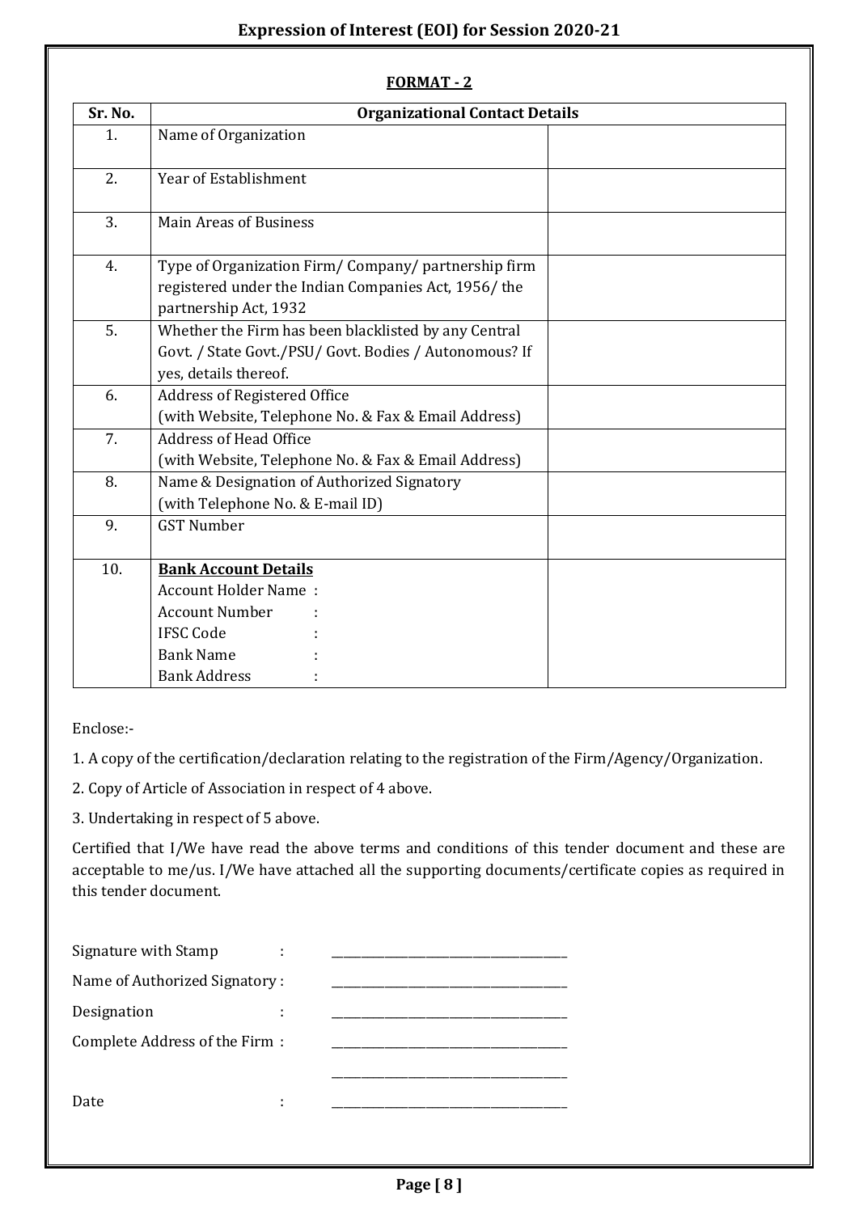**FORMAT - 2**

| Sr. No. | Organizational Contact Details | |
|---|---|---|
| 1. | Name of Organization | |
| 2. | Year of Establishment | |
| 3. | Main Areas of Business | |
| 4. | Type of Organization Firm/ Company/ partnership firm registered under the Indian Companies Act, 1956/ the partnership Act, 1932 | |
| 5. | Whether the Firm has been blacklisted by any Central Govt. / State Govt./PSU/ Govt. Bodies / Autonomous? If yes, details thereof. | |
| 6. | Address of Registered Office (with Website, Telephone No. & Fax & Email Address) | |
| 7. | Address of Head Office (with Website, Telephone No. & Fax & Email Address) | |
| 8. | Name & Designation of Authorized Signatory (with Telephone No. & E-mail ID) | |
| 9. | GST Number | |
| 10. | **Bank Account Details**<br>Account Holder Name :<br>Account Number :<br>IFSC Code :<br>Bank Name :<br>Bank Address : | |

Enclose:-

1. A copy of the certification/declaration relating to the registration of the Firm/Agency/Organization.

2. Copy of Article of Association in respect of 4 above.

3. Undertaking in respect of 5 above.

Certified that I/We have read the above terms and conditions of this tender document and these are acceptable to me/us. I/We have attached all the supporting documents/certificate copies as required in this tender document.

Signature with Stamp : ______________________________

Name of Authorized Signatory : ______________________________

Designation : ______________________________

Complete Address of the Firm : ______________________________

______________________________

Date : ______________________________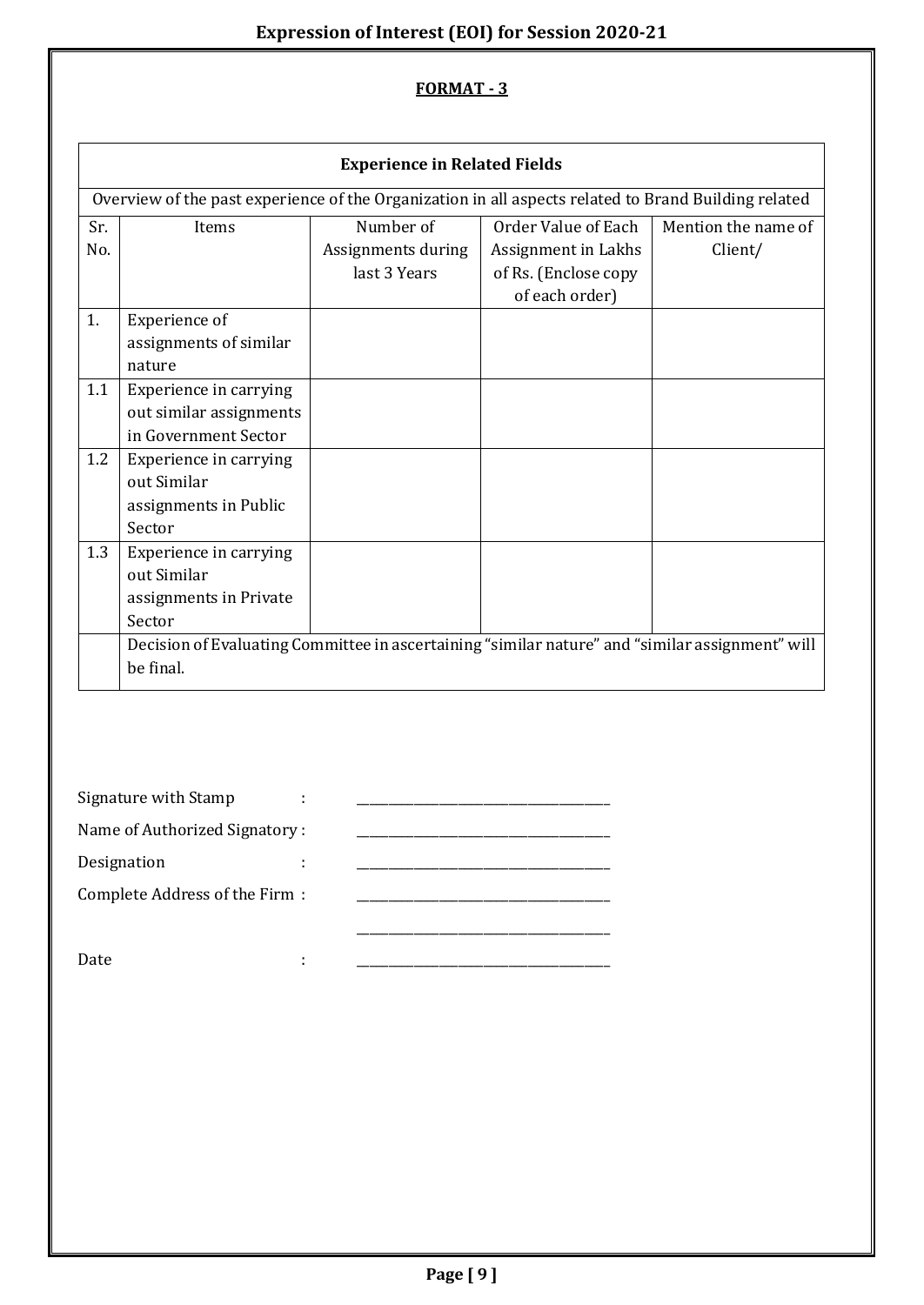## FORMAT - 3

| Experience in Related Fields | | | | |
|---|---|---|---|---|
| Overview of the past experience of the Organization in all aspects related to Brand Building related | | | | |
| Sr. No. | Items | Number of Assignments during last 3 Years | Order Value of Each Assignment in Lakhs of Rs. (Enclose copy of each order) | Mention the name of Client/ |
| 1. | Experience of assignments of similar nature | | | |
| 1.1 | Experience in carrying out similar assignments in Government Sector | | | |
| 1.2 | Experience in carrying out Similar assignments in Public Sector | | | |
| 1.3 | Experience in carrying out Similar assignments in Private Sector | | | |
| | Decision of Evaluating Committee in ascertaining "similar nature" and "similar assignment" will be final. | | | |

Signature with Stamp : ____________________

Name of Authorized Signatory : ____________________

Designation : ____________________

Complete Address of the Firm : ____________________

____________________

Date : ____________________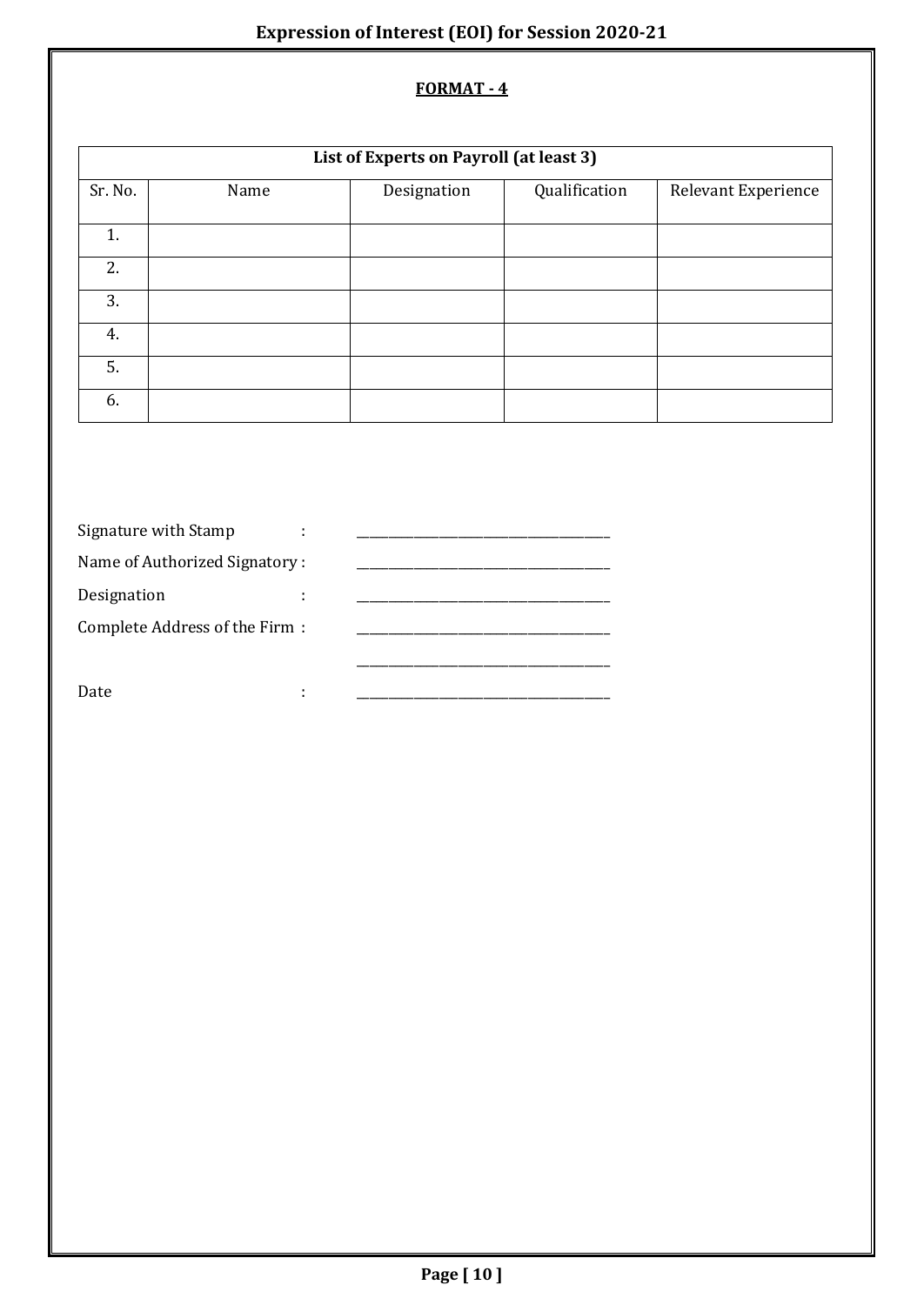**FORMAT - 4**

| List of Experts on Payroll (at least 3) | | | | |
|---|---|---|---|---|
| Sr. No. | Name | Designation | Qualification | Relevant Experience |
| 1. | | | | |
| 2. | | | | |
| 3. | | | | |
| 4. | | | | |
| 5. | | | | |
| 6. | | | | |

Signature with Stamp : \_\_\_\_\_\_\_\_\_\_\_\_\_\_\_\_\_\_\_\_\_\_\_\_\_\_\_\_\_\_\_\_\_\_\_\_

Name of Authorized Signatory : \_\_\_\_\_\_\_\_\_\_\_\_\_\_\_\_\_\_\_\_\_\_\_\_\_\_\_\_\_\_\_\_\_\_\_\_

Designation : \_\_\_\_\_\_\_\_\_\_\_\_\_\_\_\_\_\_\_\_\_\_\_\_\_\_\_\_\_\_\_\_\_\_\_\_

Complete Address of the Firm : \_\_\_\_\_\_\_\_\_\_\_\_\_\_\_\_\_\_\_\_\_\_\_\_\_\_\_\_\_\_\_\_\_\_\_\_

\_\_\_\_\_\_\_\_\_\_\_\_\_\_\_\_\_\_\_\_\_\_\_\_\_\_\_\_\_\_\_\_\_\_\_\_

Date : \_\_\_\_\_\_\_\_\_\_\_\_\_\_\_\_\_\_\_\_\_\_\_\_\_\_\_\_\_\_\_\_\_\_\_\_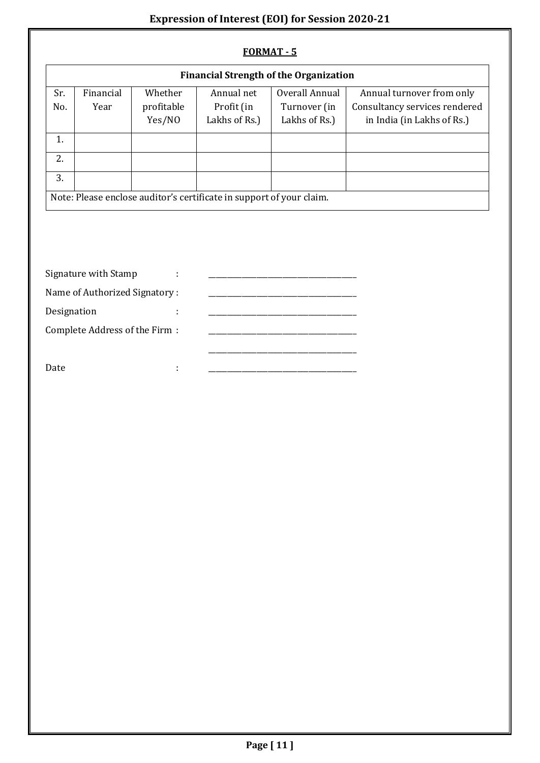**FORMAT - 5**

| Financial Strength of the Organization | | | | | |
|---|---|---|---|---|---|
| Sr. No. | Financial Year | Whether profitable Yes/NO | Annual net Profit (in Lakhs of Rs.) | Overall Annual Turnover (in Lakhs of Rs.) | Annual turnover from only Consultancy services rendered in India (in Lakhs of Rs.) |
| 1. | | | | | |
| 2. | | | | | |
| 3. | | | | | |
| Note: Please enclose auditor's certificate in support of your claim. | | | | | |

Signature with Stamp : ___________________________

Name of Authorized Signatory : ___________________________

Designation : ___________________________

Complete Address of the Firm : ___________________________

___________________________

Date : ___________________________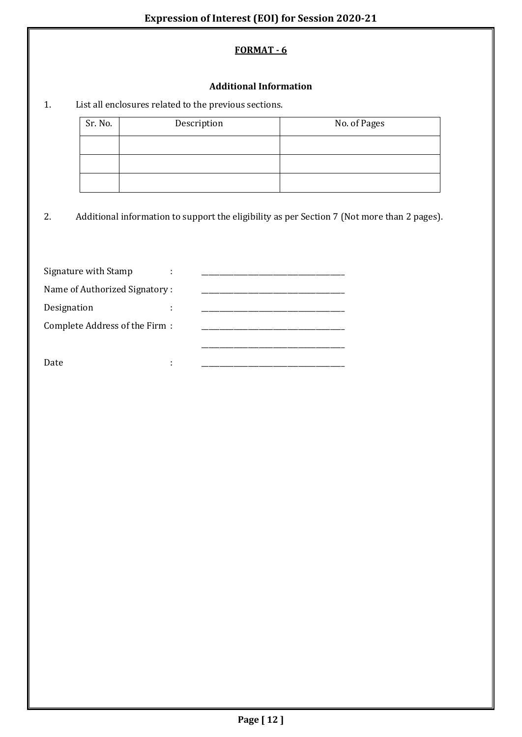**FORMAT - 6**

**Additional Information**

1. List all enclosures related to the previous sections.

| Sr. No. | Description | No. of Pages |
|---|---|---|
| | | |
| | | |
| | | |

2. Additional information to support the eligibility as per Section 7 (Not more than 2 pages).

Signature with Stamp : ________________________________

Name of Authorized Signatory : ________________________________

Designation : ________________________________

Complete Address of the Firm : ________________________________

________________________________

Date : ________________________________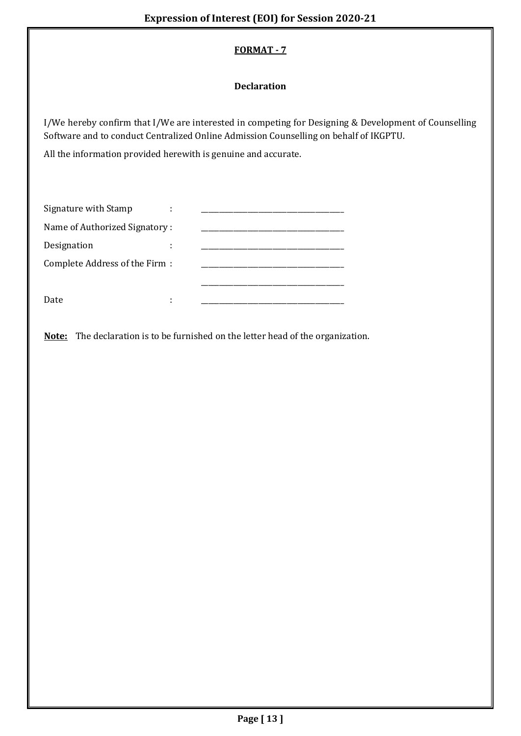**FORMAT - 7**

**Declaration**

I/We hereby confirm that I/We are interested in competing for Designing & Development of Counselling Software and to conduct Centralized Online Admission Counselling on behalf of IKGPTU.

All the information provided herewith is genuine and accurate.

Signature with Stamp : ____________________________________

Name of Authorized Signatory : ____________________________________

Designation : ____________________________________

Complete Address of the Firm : ____________________________________

____________________________________

Date : ____________________________________

**Note:** The declaration is to be furnished on the letter head of the organization.